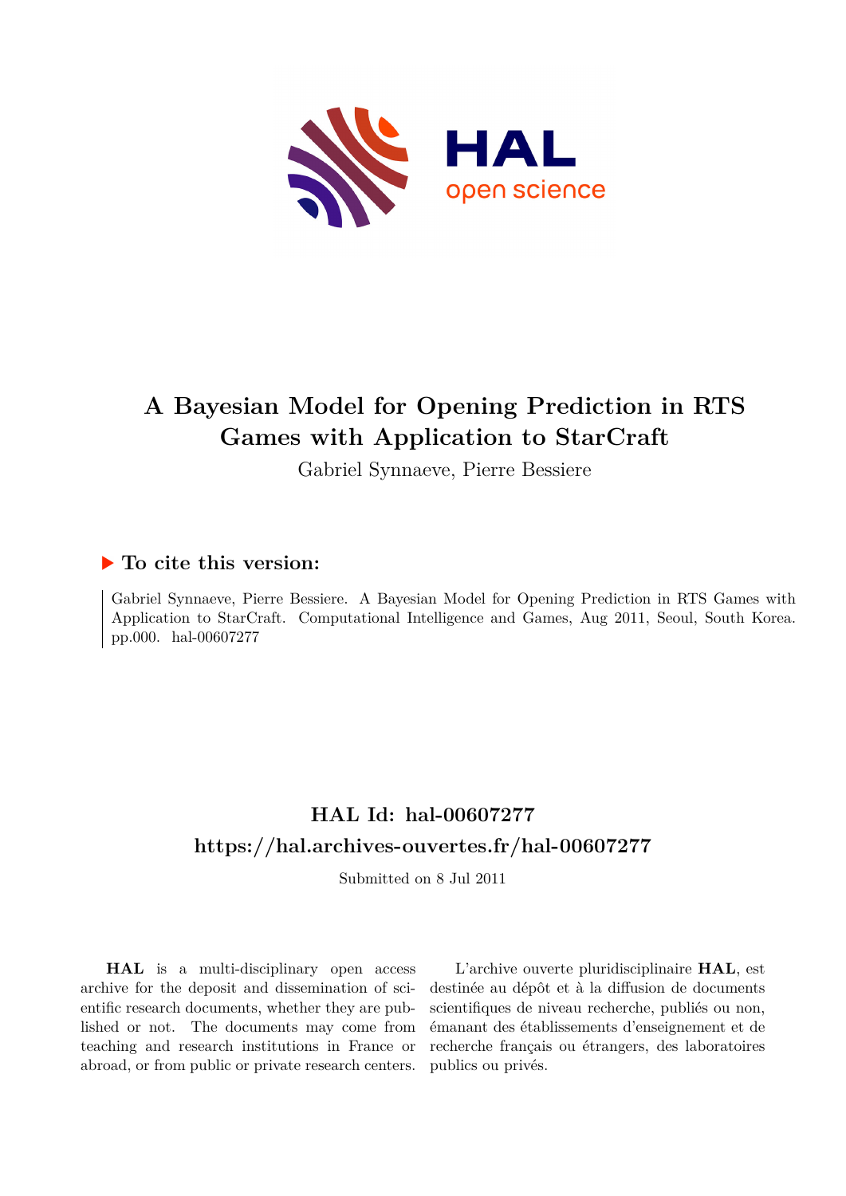# A Bayesian Model for Opening Prediction in RTS Games with Application to StarCraft

Gabriel Synnaeve, Pierre Bessiere

## ▶ To cite this version:

Gabriel Synnaeve, Pierre Bessiere. A Bayesian Model for Opening Prediction in RTS Games with Application to StarCraft. Computational Intelligence and Games, Aug 2011, Seoul, South Korea. pp.000. hal-00607277

## HAL Id: hal-00607277

## https://hal.archives-ouvertes.fr/hal-00607277

Submitted on 8 Jul 2011

**HAL** is a multi-disciplinary open access archive for the deposit and dissemination of scientific research documents, whether they are published or not. The documents may come from teaching and research institutions in France or abroad, or from public or private research centers.

L'archive ouverte pluridisciplinaire **HAL**, est destinée au dépôt et à la diffusion de documents scientifiques de niveau recherche, publiés ou non, émanant des établissements d'enseignement et de recherche français ou étrangers, des laboratoires publics ou privés.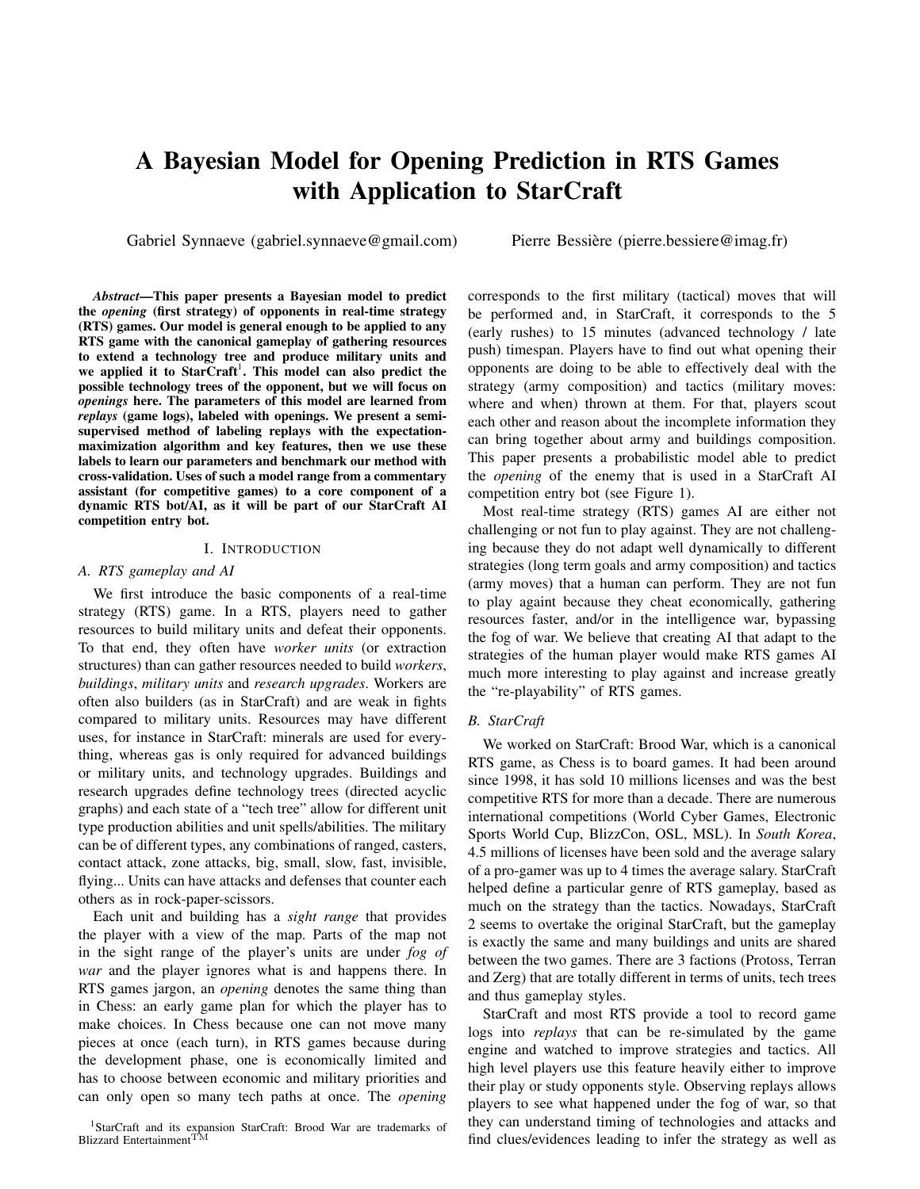# A Bayesian Model for Opening Prediction in RTS Games with Application to StarCraft

Gabriel Synnaeve (gabriel.synnaeve@gmail.com) Pierre Bessière (pierre.bessiere@imag.fr)

***Abstract*—This paper presents a Bayesian model to predict the *opening* (first strategy) of opponents in real-time strategy (RTS) games. Our model is general enough to be applied to any RTS game with the canonical gameplay of gathering resources to extend a technology tree and produce military units and we applied it to StarCraft[1]. This model can also predict the possible technology trees of the opponent, but we will focus on *openings* here. The parameters of this model are learned from *replays* (game logs), labeled with openings. We present a semi-supervised method of labeling replays with the expectation-maximization algorithm and key features, then we use these labels to learn our parameters and benchmark our method with cross-validation. Uses of such a model range from a commentary assistant (for competitive games) to a core component of a dynamic RTS bot/AI, as it will be part of our StarCraft AI competition entry bot.**

## I. Introduction

### A. RTS gameplay and AI

We first introduce the basic components of a real-time strategy (RTS) game. In a RTS, players need to gather resources to build military units and defeat their opponents. To that end, they often have *worker units* (or extraction structures) than can gather resources needed to build *workers*, *buildings*, *military units* and *research upgrades*. Workers are often also builders (as in StarCraft) and are weak in fights compared to military units. Resources may have different uses, for instance in StarCraft: minerals are used for everything, whereas gas is only required for advanced buildings or military units, and technology upgrades. Buildings and research upgrades define technology trees (directed acyclic graphs) and each state of a "tech tree" allow for different unit type production abilities and unit spells/abilities. The military can be of different types, any combinations of ranged, casters, contact attack, zone attacks, big, small, slow, fast, invisible, flying... Units can have attacks and defenses that counter each others as in rock-paper-scissors.

Each unit and building has a *sight range* that provides the player with a view of the map. Parts of the map not in the sight range of the player's units are under *fog of war* and the player ignores what is and happens there. In RTS games jargon, an *opening* denotes the same thing than in Chess: an early game plan for which the player has to make choices. In Chess because one can not move many pieces at once (each turn), in RTS games because during the development phase, one is economically limited and has to choose between economic and military priorities and can only open so many tech paths at once. The *opening* corresponds to the first military (tactical) moves that will be performed and, in StarCraft, it corresponds to the 5 (early rushes) to 15 minutes (advanced technology / late push) timespan. Players have to find out what opening their opponents are doing to be able to effectively deal with the strategy (army composition) and tactics (military moves: where and when) thrown at them. For that, players scout each other and reason about the incomplete information they can bring together about army and buildings composition. This paper presents a probabilistic model able to predict the *opening* of the enemy that is used in a StarCraft AI competition entry bot (see Figure 1).

Most real-time strategy (RTS) games AI are either not challenging or not fun to play against. They are not challenging because they do not adapt well dynamically to different strategies (long term goals and army composition) and tactics (army moves) that a human can perform. They are not fun to play againt because they cheat economically, gathering resources faster, and/or in the intelligence war, bypassing the fog of war. We believe that creating AI that adapt to the strategies of the human player would make RTS games AI much more interesting to play against and increase greatly the "re-playability" of RTS games.

### B. StarCraft

We worked on StarCraft: Brood War, which is a canonical RTS game, as Chess is to board games. It had been around since 1998, it has sold 10 millions licenses and was the best competitive RTS for more than a decade. There are numerous international competitions (World Cyber Games, Electronic Sports World Cup, BlizzCon, OSL, MSL). In *South Korea*, 4.5 millions of licenses have been sold and the average salary of a pro-gamer was up to 4 times the average salary. StarCraft helped define a particular genre of RTS gameplay, based as much on the strategy than the tactics. Nowadays, StarCraft 2 seems to overtake the original StarCraft, but the gameplay is exactly the same and many buildings and units are shared between the two games. There are 3 factions (Protoss, Terran and Zerg) that are totally different in terms of units, tech trees and thus gameplay styles.

StarCraft and most RTS provide a tool to record game logs into *replays* that can be re-simulated by the game engine and watched to improve strategies and tactics. All high level players use this feature heavily either to improve their play or study opponents style. Observing replays allows players to see what happened under the fog of war, so that they can understand timing of technologies and attacks and find clues/evidences leading to infer the strategy as well as

[1]StarCraft and its expansion StarCraft: Brood War are trademarks of Blizzard Entertainment™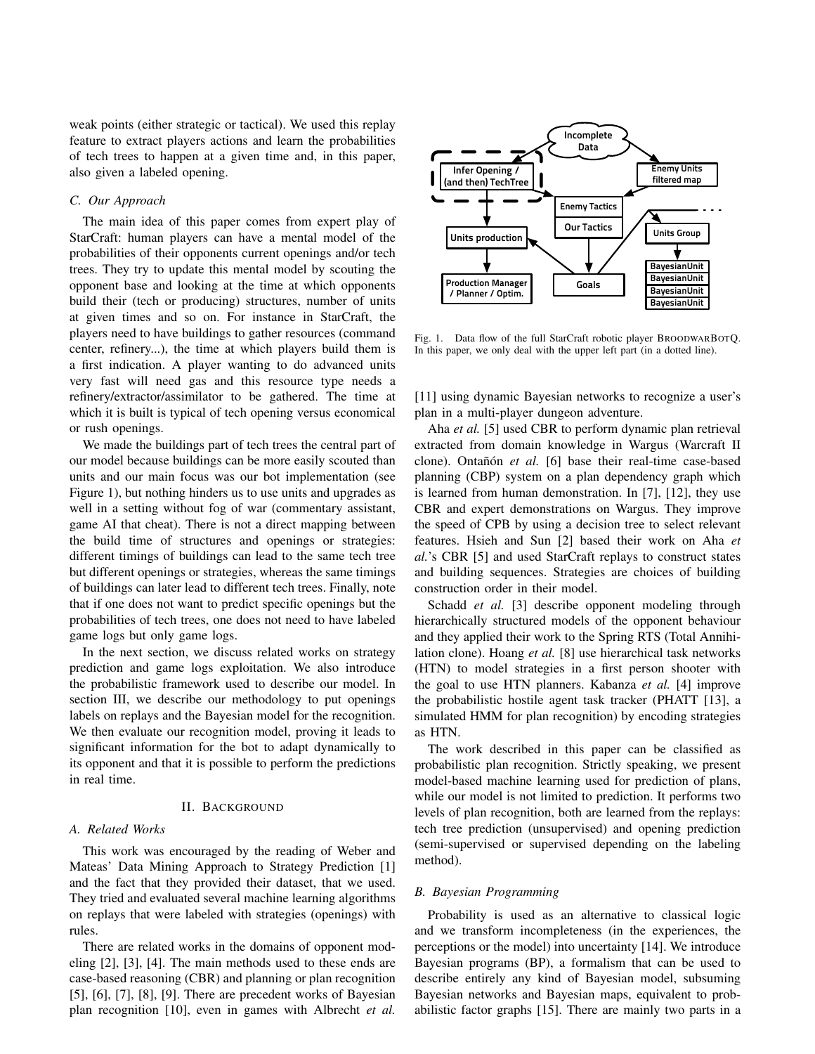weak points (either strategic or tactical). We used this replay feature to extract players actions and learn the probabilities of tech trees to happen at a given time and, in this paper, also given a labeled opening.

### C. Our Approach

The main idea of this paper comes from expert play of StarCraft: human players can have a mental model of the probabilities of their opponents current openings and/or tech trees. They try to update this mental model by scouting the opponent base and looking at the time at which opponents build their (tech or producing) structures, number of units at given times and so on. For instance in StarCraft, the players need to have buildings to gather resources (command center, refinery...), the time at which players build them is a first indication. A player wanting to do advanced units very fast will need gas and this resource type needs a refinery/extractor/assimilator to be gathered. The time at which it is built is typical of tech opening versus economical or rush openings.

We made the buildings part of tech trees the central part of our model because buildings can be more easily scouted than units and our main focus was our bot implementation (see Figure 1), but nothing hinders us to use units and upgrades as well in a setting without fog of war (commentary assistant, game AI that cheat). There is not a direct mapping between the build time of structures and openings or strategies: different timings of buildings can lead to the same tech tree but different openings or strategies, whereas the same timings of buildings can later lead to different tech trees. Finally, note that if one does not want to predict specific openings but the probabilities of tech trees, one does not need to have labeled game logs but only game logs.

In the next section, we discuss related works on strategy prediction and game logs exploitation. We also introduce the probabilistic framework used to describe our model. In section III, we describe our methodology to put openings labels on replays and the Bayesian model for the recognition. We then evaluate our recognition model, proving it leads to significant information for the bot to adapt dynamically to its opponent and that it is possible to perform the predictions in real time.

## II. Background

### A. Related Works

This work was encouraged by the reading of Weber and Mateas' Data Mining Approach to Strategy Prediction [1] and the fact that they provided their dataset, that we used. They tried and evaluated several machine learning algorithms on replays that were labeled with strategies (openings) with rules.

There are related works in the domains of opponent modeling [2], [3], [4]. The main methods used to these ends are case-based reasoning (CBR) and planning or plan recognition [5], [6], [7], [8], [9]. There are precedent works of Bayesian plan recognition [10], even in games with Albrecht *et al.* [11] using dynamic Bayesian networks to recognize a user's plan in a multi-player dungeon adventure.

Incomplete Data

Infer Opening / (and then) TechTree

Enemy Units filtered map

Enemy Tactics

Our Tactics

Units production

Units Group

Production Manager / Planner / Optim.

Goals

BayesianUnit

BayesianUnit

BayesianUnit

BayesianUnit

Fig. 1. Data flow of the full StarCraft robotic player BroodwarBotQ. In this paper, we only deal with the upper left part (in a dotted line).

Aha *et al.* [5] used CBR to perform dynamic plan retrieval extracted from domain knowledge in Wargus (Warcraft II clone). Ontañón *et al.* [6] base their real-time case-based planning (CBP) system on a plan dependency graph which is learned from human demonstration. In [7], [12], they use CBR and expert demonstrations on Wargus. They improve the speed of CPB by using a decision tree to select relevant features. Hsieh and Sun [2] based their work on Aha *et al.*'s CBR [5] and used StarCraft replays to construct states and building sequences. Strategies are choices of building construction order in their model.

Schadd *et al.* [3] describe opponent modeling through hierarchically structured models of the opponent behaviour and they applied their work to the Spring RTS (Total Annihilation clone). Hoang *et al.* [8] use hierarchical task networks (HTN) to model strategies in a first person shooter with the goal to use HTN planners. Kabanza *et al.* [4] improve the probabilistic hostile agent task tracker (PHATT [13], a simulated HMM for plan recognition) by encoding strategies as HTN.

The work described in this paper can be classified as probabilistic plan recognition. Strictly speaking, we present model-based machine learning used for prediction of plans, while our model is not limited to prediction. It performs two levels of plan recognition, both are learned from the replays: tech tree prediction (unsupervised) and opening prediction (semi-supervised or supervised depending on the labeling method).

### B. Bayesian Programming

Probability is used as an alternative to classical logic and we transform incompleteness (in the experiences, the perceptions or the model) into uncertainty [14]. We introduce Bayesian programs (BP), a formalism that can be used to describe entirely any kind of Bayesian model, subsuming Bayesian networks and Bayesian maps, equivalent to probabilistic factor graphs [15]. There are mainly two parts in a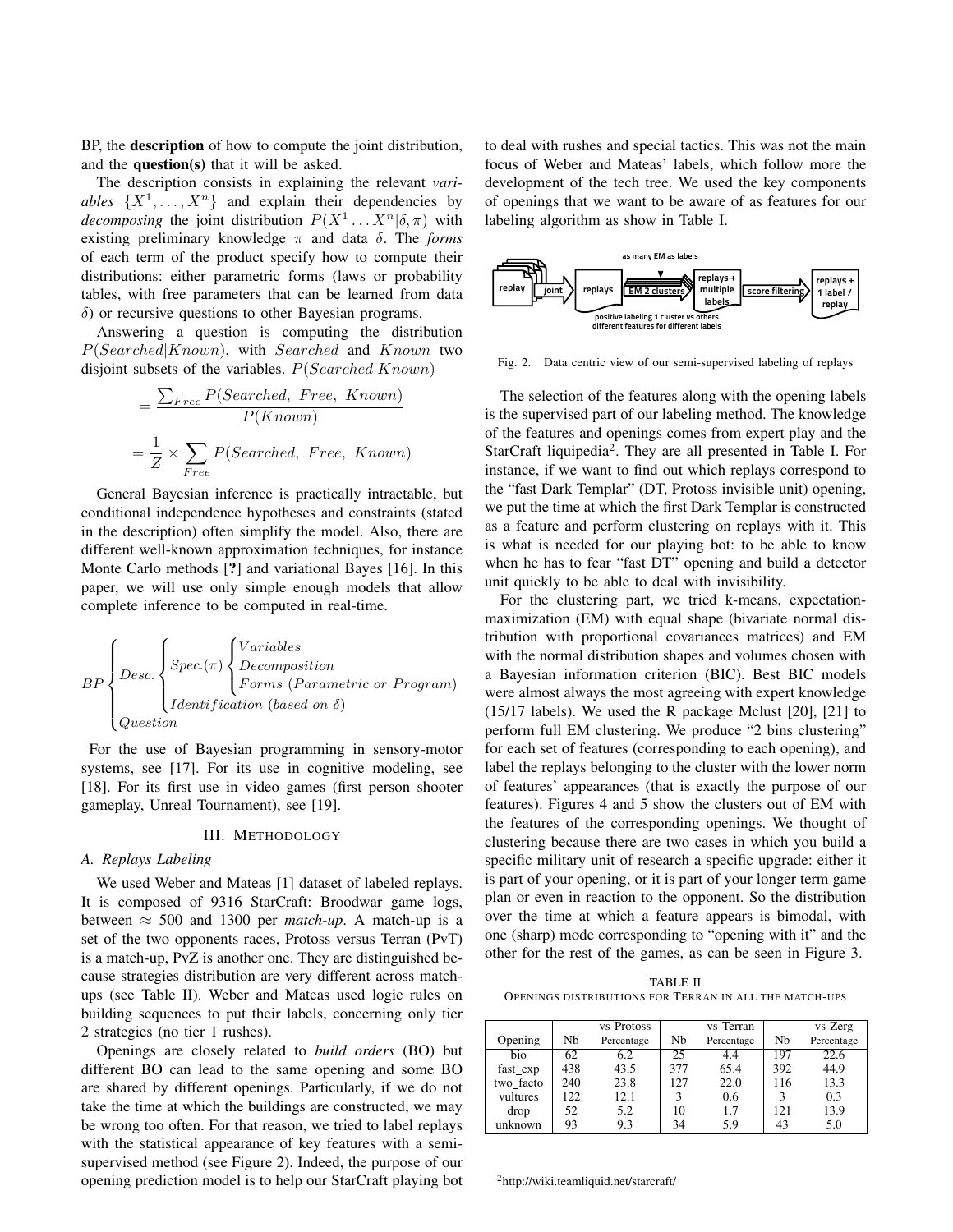BP, the **description** of how to compute the joint distribution, and the **question(s)** that it will be asked.

The description consists in explaining the relevant *variables* $\{X^1, \ldots, X^n\}$ and explain their dependencies by *decomposing* the joint distribution $P(X^1 \ldots X^n|\delta, \pi)$ with existing preliminary knowledge $\pi$ and data $\delta$. The *forms* of each term of the product specify how to compute their distributions: either parametric forms (laws or probability tables, with free parameters that can be learned from data $\delta$) or recursive questions to other Bayesian programs.

Answering a question is computing the distribution $P(Searched|Known)$, with $Searched$ and $Known$ two disjoint subsets of the variables. $P(Searched|Known)$

$$= \frac{\sum_{Free} P(Searched,\ Free,\ Known)}{P(Known)}$$

$$= \frac{1}{Z} \times \sum_{Free} P(Searched,\ Free,\ Known)$$

General Bayesian inference is practically intractable, but conditional independence hypotheses and constraints (stated in the description) often simplify the model. Also, there are different well-known approximation techniques, for instance Monte Carlo methods [?] and variational Bayes [16]. In this paper, we will use only simple enough models that allow complete inference to be computed in real-time.

$$BP \begin{cases} Desc. \begin{cases} Spec.(\pi) \begin{cases} Variables \\ Decomposition \\ Forms\ (Parametric\ or\ Program) \end{cases} \\ Identification\ (based\ on\ \delta) \end{cases} \\ Question \end{cases}$$

For the use of Bayesian programming in sensory-motor systems, see [17]. For its use in cognitive modeling, see [18]. For its first use in video games (first person shooter gameplay, Unreal Tournament), see [19].

## III. Methodology

### A. Replays Labeling

We used Weber and Mateas [1] dataset of labeled replays. It is composed of 9316 StarCraft: Broodwar game logs, between $\approx$ 500 and 1300 per *match-up*. A match-up is a set of the two opponents races, Protoss versus Terran (PvT) is a match-up, PvZ is another one. They are distinguished because strategies distribution are very different across match-ups (see Table II). Weber and Mateas used logic rules on building sequences to put their labels, concerning only tier 2 strategies (no tier 1 rushes).

Openings are closely related to *build orders* (BO) but different BO can lead to the same opening and some BO are shared by different openings. Particularly, if we do not take the time at which the buildings are constructed, we may be wrong too often. For that reason, we tried to label replays with the statistical appearance of key features with a semi-supervised method (see Figure 2). Indeed, the purpose of our opening prediction model is to help our StarCraft playing bot to deal with rushes and special tactics. This was not the main focus of Weber and Mateas' labels, which follow more the development of the tech tree. We used the key components of openings that we want to be aware of as features for our labeling algorithm as show in Table I.

Fig. 2. Data centric view of our semi-supervised labeling of replays

The selection of the features along with the opening labels is the supervised part of our labeling method. The knowledge of the features and openings comes from expert play and the StarCraft liquipedia[2]. They are all presented in Table I. For instance, if we want to find out which replays correspond to the "fast Dark Templar" (DT, Protoss invisible unit) opening, we put the time at which the first Dark Templar is constructed as a feature and perform clustering on replays with it. This is what is needed for our playing bot: to be able to know when he has to fear "fast DT" opening and build a detector unit quickly to be able to deal with invisibility.

For the clustering part, we tried k-means, expectation-maximization (EM) with equal shape (bivariate normal distribution with proportional covariances matrices) and EM with the normal distribution shapes and volumes chosen with a Bayesian information criterion (BIC). Best BIC models were almost always the most agreeing with expert knowledge (15/17 labels). We used the R package Mclust [20], [21] to perform full EM clustering. We produce "2 bins clustering" for each set of features (corresponding to each opening), and label the replays belonging to the cluster with the lower norm of features' appearances (that is exactly the purpose of our features). Figures 4 and 5 show the clusters out of EM with the features of the corresponding openings. We thought of clustering because there are two cases in which you build a specific military unit of research a specific upgrade: either it is part of your opening, or it is part of your longer term game plan or even in reaction to the opponent. So the distribution over the time at which a feature appears is bimodal, with one (sharp) mode corresponding to "opening with it" and the other for the rest of the games, as can be seen in Figure 3.

TABLE II
Openings distributions for Terran in all the match-ups

| | vs Protoss | | vs Terran | | vs Zerg | |
|---|---|---|---|---|---|---|
| Opening | Nb | Percentage | Nb | Percentage | Nb | Percentage |
| bio | 62 | 6.2 | 25 | 4.4 | 197 | 22.6 |
| fast_exp | 438 | 43.5 | 377 | 65.4 | 392 | 44.9 |
| two_facto | 240 | 23.8 | 127 | 22.0 | 116 | 13.3 |
| vultures | 122 | 12.1 | 3 | 0.6 | 3 | 0.3 |
| drop | 52 | 5.2 | 10 | 1.7 | 121 | 13.9 |
| unknown | 93 | 9.3 | 34 | 5.9 | 43 | 5.0 |

[2] http://wiki.teamliquid.net/starcraft/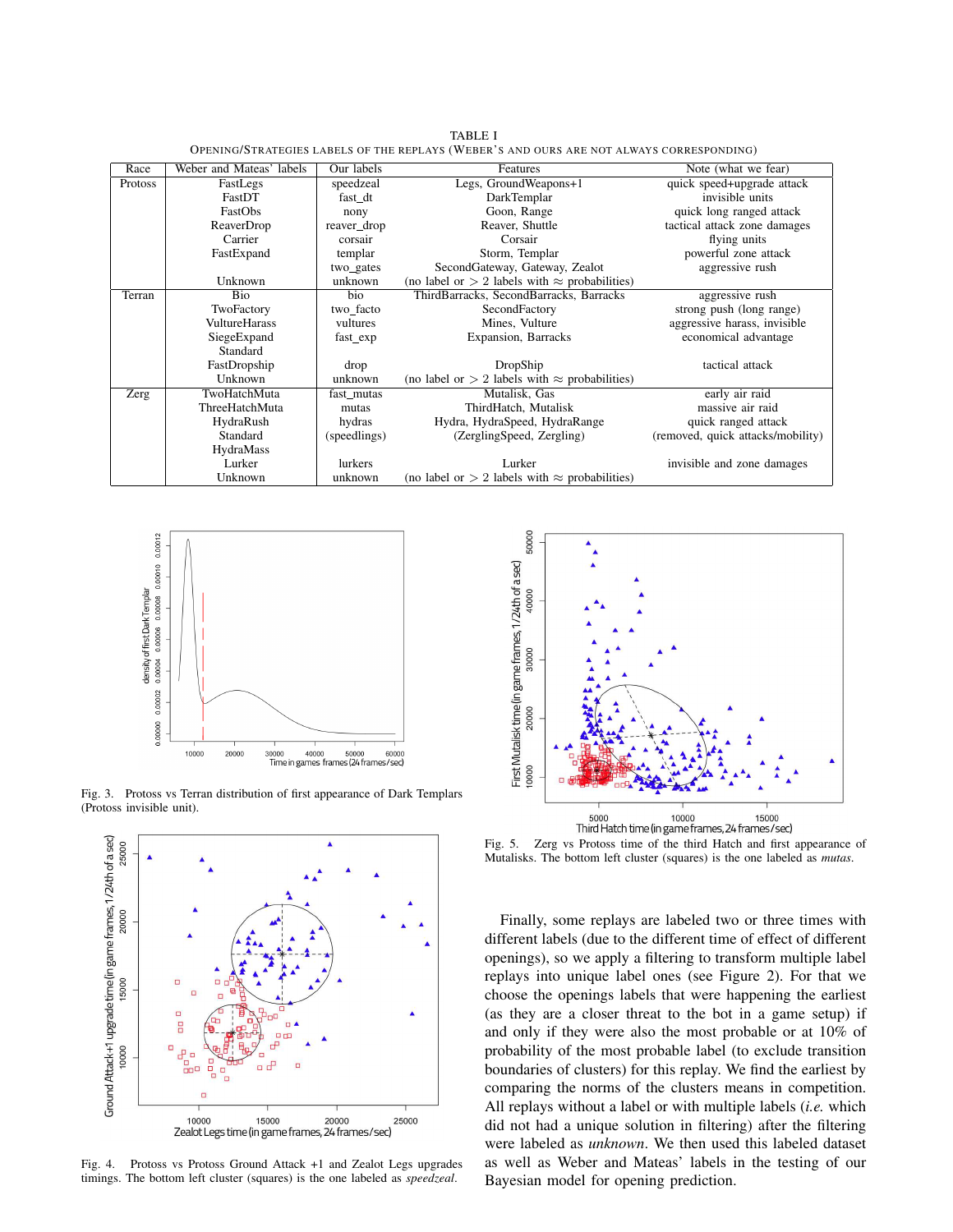TABLE I

OPENING/STRATEGIES LABELS OF THE REPLAYS (WEBER'S AND OURS ARE NOT ALWAYS CORRESPONDING)

| Race | Weber and Mateas' labels | Our labels | Features | Note (what we fear) |
|---|---|---|---|---|
| Protoss | FastLegs | speedzeal | Legs, GroundWeapons+1 | quick speed+upgrade attack |
| | FastDT | fast_dt | DarkTemplar | invisible units |
| | FastObs | nony | Goon, Range | quick long ranged attack |
| | ReaverDrop | reaver_drop | Reaver, Shuttle | tactical attack zone damages |
| | Carrier | corsair | Corsair | flying units |
| | FastExpand | templar | Storm, Templar | powerful zone attack |
| | | two_gates | SecondGateway, Gateway, Zealot | aggressive rush |
| | Unknown | unknown | (no label or $> 2$ labels with $\approx$ probabilities) | |
| Terran | Bio | bio | ThirdBarracks, SecondBarracks, Barracks | aggressive rush |
| | TwoFactory | two_facto | SecondFactory | strong push (long range) |
| | VultureHarass | vultures | Mines, Vulture | aggressive harass, invisible |
| | SiegeExpand | fast_exp | Expansion, Barracks | economical advantage |
| | Standard | | | |
| | FastDropship | drop | DropShip | tactical attack |
| | Unknown | unknown | (no label or $> 2$ labels with $\approx$ probabilities) | |
| Zerg | TwoHatchMuta | fast_mutas | Mutalisk, Gas | early air raid |
| | ThreeHatchMuta | mutas | ThirdHatch, Mutalisk | massive air raid |
| | HydraRush | hydras | Hydra, HydraSpeed, HydraRange | quick ranged attack |
| | Standard | (speedlings) | (ZerglingSpeed, Zergling) | (removed, quick attacks/mobility) |
| | HydraMass | | | |
| | Lurker | lurkers | Lurker | invisible and zone damages |
| | Unknown | unknown | (no label or $> 2$ labels with $\approx$ probabilities) | |

Fig. 3. Protoss vs Terran distribution of first appearance of Dark Templars (Protoss invisible unit).

Fig. 4. Protoss vs Protoss Ground Attack +1 and Zealot Legs upgrades timings. The bottom left cluster (squares) is the one labeled as *speedzeal*.

Fig. 5. Zerg vs Protoss time of the third Hatch and first appearance of Mutalisks. The bottom left cluster (squares) is the one labeled as *mutas*.

Finally, some replays are labeled two or three times with different labels (due to the different time of effect of different openings), so we apply a filtering to transform multiple label replays into unique label ones (see Figure 2). For that we choose the openings labels that were happening the earliest (as they are a closer threat to the bot in a game setup) if and only if they were also the most probable or at 10% of probability of the most probable label (to exclude transition boundaries of clusters) for this replay. We find the earliest by comparing the norms of the clusters means in competition. All replays without a label or with multiple labels (*i.e.* which did not had a unique solution in filtering) after the filtering were labeled as *unknown*. We then used this labeled dataset as well as Weber and Mateas' labels in the testing of our Bayesian model for opening prediction.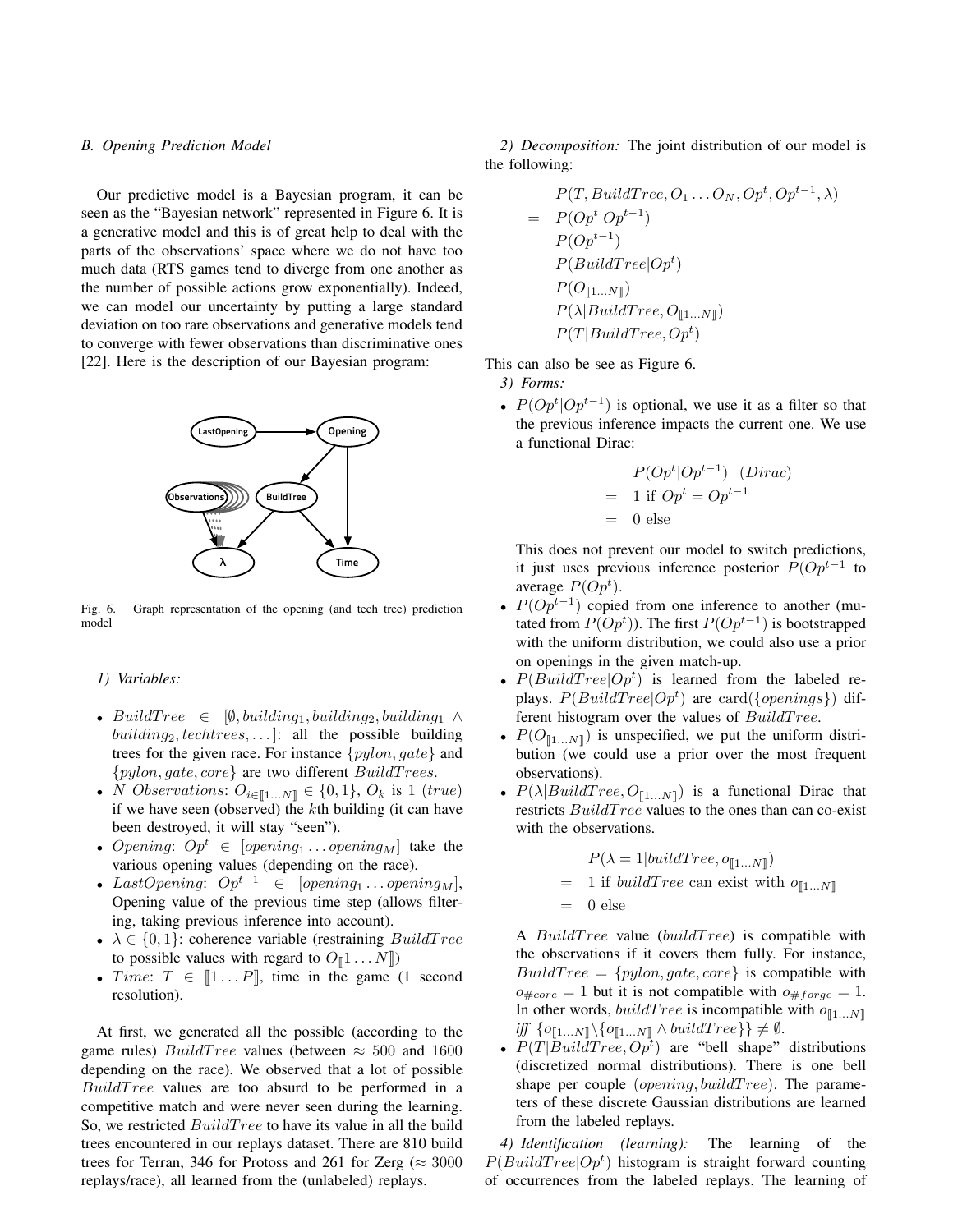### B. Opening Prediction Model

Our predictive model is a Bayesian program, it can be seen as the "Bayesian network" represented in Figure 6. It is a generative model and this is of great help to deal with the parts of the observations' space where we do not have too much data (RTS games tend to diverge from one another as the number of possible actions grow exponentially). Indeed, we can model our uncertainty by putting a large standard deviation on too rare observations and generative models tend to converge with fewer observations than discriminative ones [22]. Here is the description of our Bayesian program:

Fig. 6. Graph representation of the opening (and tech tree) prediction model

#### 1) Variables:

- $BuildTree \in [\emptyset, building_1, building_2, building_1 \wedge building_2, techtrees, \ldots]$: all the possible building trees for the given race. For instance $\{pylon, gate\}$ and $\{pylon, gate, core\}$ are two different $BuildTrees$.
- $N$ $Observations$: $O_{i \in [\![1 \ldots N]\!]} \in \{0, 1\}$, $O_k$ is 1 $(true)$ if we have seen (observed) the $k$th building (it can have been destroyed, it will stay "seen").
- $Opening$: $Op^t \in [opening_1 \ldots opening_M]$ take the various opening values (depending on the race).
- $LastOpening$: $Op^{t-1} \in [opening_1 \ldots opening_M]$, Opening value of the previous time step (allows filtering, taking previous inference into account).
- $\lambda \in \{0, 1\}$: coherence variable (restraining $BuildTree$ to possible values with regard to $O_{[\![}1 \ldots N]\!]$)
- $Time$: $T \in [\![1 \ldots P]\!]$, time in the game (1 second resolution).

At first, we generated all the possible (according to the game rules) $BuildTree$ values (between $\approx 500$ and $1600$ depending on the race). We observed that a lot of possible $BuildTree$ values are too absurd to be performed in a competitive match and were never seen during the learning. So, we restricted $BuildTree$ to have its value in all the build trees encountered in our replays dataset. There are 810 build trees for Terran, 346 for Protoss and 261 for Zerg ($\approx 3000$ replays/race), all learned from the (unlabeled) replays.

#### 2) Decomposition:

The joint distribution of our model is the following:

$$
\begin{aligned}
& P(T, BuildTree, O_1 \ldots O_N, Op^t, Op^{t-1}, \lambda) \\
= \; & P(Op^t|Op^{t-1}) \\
& P(Op^{t-1}) \\
& P(BuildTree|Op^t) \\
& P(O_{[\![1 \ldots N]\!]}) \\
& P(\lambda|BuildTree, O_{[\![1 \ldots N]\!]}) \\
& P(T|BuildTree, Op^t)
\end{aligned}
$$

This can also be see as Figure 6.

#### 3) Forms:

- $P(Op^t|Op^{t-1})$ is optional, we use it as a filter so that the previous inference impacts the current one. We use a functional Dirac:

$$
\begin{aligned}
& P(Op^t|Op^{t-1}) \quad (Dirac) \\
= \; & 1 \text{ if } Op^t = Op^{t-1} \\
= \; & 0 \text{ else}
\end{aligned}
$$

  This does not prevent our model to switch predictions, it just uses previous inference posterior $P(Op^{t-1}$ to average $P(Op^t)$.
- $P(Op^{t-1})$ copied from one inference to another (mutated from $P(Op^t)$). The first $P(Op^{t-1})$ is bootstrapped with the uniform distribution, we could also use a prior on openings in the given match-up.
- $P(BuildTree|Op^t)$ is learned from the labeled replays. $P(BuildTree|Op^t)$ are $\text{card}(\{openings\})$ different histogram over the values of $BuildTree$.
- $P(O_{[\![1 \ldots N]\!]})$ is unspecified, we put the uniform distribution (we could use a prior over the most frequent observations).
- $P(\lambda|BuildTree, O_{[\![1 \ldots N]\!]})$ is a functional Dirac that restricts $BuildTree$ values to the ones than can co-exist with the observations.

$$
\begin{aligned}
& P(\lambda = 1|buildTree, o_{[\![1 \ldots N]\!]}) \\
= \; & 1 \text{ if } buildTree \text{ can exist with } o_{[\![1 \ldots N]\!]} \\
= \; & 0 \text{ else}
\end{aligned}
$$

  A $BuildTree$ value ($buildTree$) is compatible with the observations if it covers them fully. For instance, $BuildTree = \{pylon, gate, core\}$ is compatible with $o_{\#core} = 1$ but it is not compatible with $o_{\#forge} = 1$. In other words, $buildTree$ is incompatible with $o_{[\![1 \ldots N]\!]}$ *iff* $\{o_{[\![1 \ldots N]\!]} \backslash \{o_{[\![1 \ldots N]\!]} \wedge buildTree\}\} \neq \emptyset$.
- $P(T|BuildTree, Op^t)$ are "bell shape" distributions (discretized normal distributions). There is one bell shape per couple $(opening, buildTree)$. The parameters of these discrete Gaussian distributions are learned from the labeled replays.

#### 4) Identification (learning):

The learning of the $P(BuildTree|Op^t)$ histogram is straight forward counting of occurrences from the labeled replays. The learning of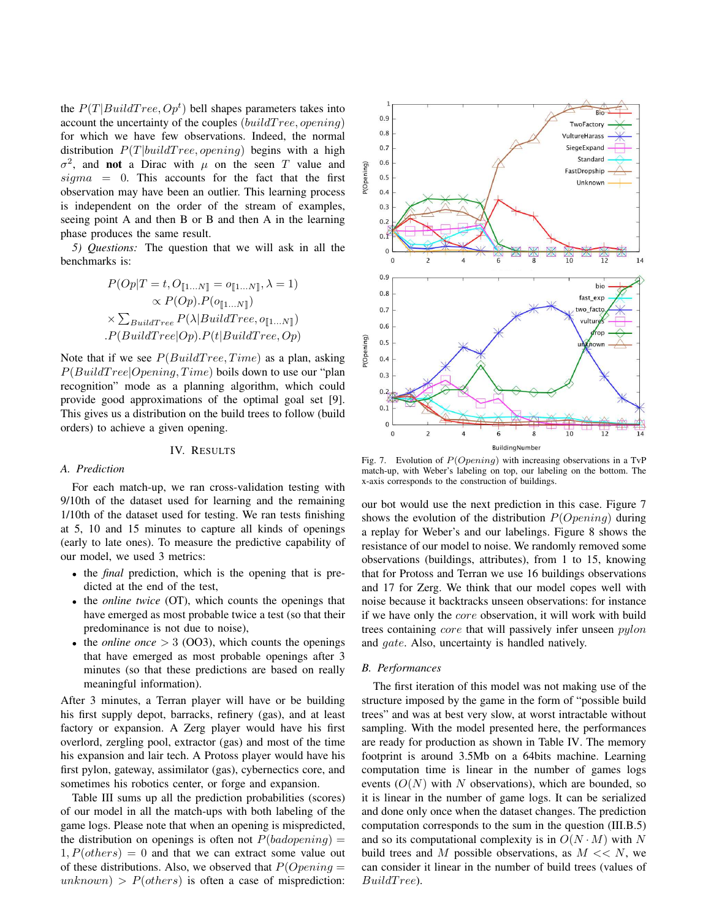the $P(T|BuildTree, Op^t)$ bell shapes parameters takes into account the uncertainty of the couples $(buildTree, opening)$ for which we have few observations. Indeed, the normal distribution $P(T|buildTree, opening)$ begins with a high $\sigma^2$, and **not** a Dirac with $\mu$ on the seen $T$ value and $sigma = 0$. This accounts for the fact that the first observation may have been an outlier. This learning process is independent on the order of the stream of examples, seeing point A and then B or B and then A in the learning phase produces the same result.

*5) Questions:* The question that we will ask in all the benchmarks is:

$$
\begin{aligned}
&P(Op|T = t, O_{[\![1...N]\!]} = o_{[\![1...N]\!]}, \lambda = 1)\\
&\propto P(Op).P(o_{[\![1...N]\!]})\\
&\times \textstyle\sum_{BuildTree} P(\lambda|BuildTree, o_{[\![1...N]\!]})\\
&.P(BuildTree|Op).P(t|BuildTree, Op)
\end{aligned}
$$

Note that if we see $P(BuildTree, Time)$ as a plan, asking $P(BuildTree|Opening, Time)$ boils down to use our "plan recognition" mode as a planning algorithm, which could provide good approximations of the optimal goal set [9]. This gives us a distribution on the build trees to follow (build orders) to achieve a given opening.

## IV. Results

### A. Prediction

For each match-up, we ran cross-validation testing with 9/10th of the dataset used for learning and the remaining 1/10th of the dataset used for testing. We ran tests finishing at 5, 10 and 15 minutes to capture all kinds of openings (early to late ones). To measure the predictive capability of our model, we used 3 metrics:

- the *final* prediction, which is the opening that is predicted at the end of the test,
- the *online twice* (OT), which counts the openings that have emerged as most probable twice a test (so that their predominance is not due to noise),
- the *online once* $> 3$ (OO3), which counts the openings that have emerged as most probable openings after 3 minutes (so that these predictions are based on really meaningful information).

After 3 minutes, a Terran player will have or be building his first supply depot, barracks, refinery (gas), and at least factory or expansion. A Zerg player would have his first overlord, zergling pool, extractor (gas) and most of the time his expansion and lair tech. A Protoss player would have his first pylon, gateway, assimilator (gas), cybernectics core, and sometimes his robotics center, or forge and expansion.

Table III sums up all the prediction probabilities (scores) of our model in all the match-ups with both labeling of the game logs. Please note that when an opening is mispredicted, the distribution on openings is often not $P(badopening) = 1, P(others) = 0$ and that we can extract some value out of these distributions. Also, we observed that $P(Opening = unknown) > P(others)$ is often a case of misprediction: our bot would use the next prediction in this case. Figure 7 shows the evolution of the distribution $P(Opening)$ during a replay for Weber's and our labelings. Figure 8 shows the resistance of our model to noise. We randomly removed some observations (buildings, attributes), from 1 to 15, knowing that for Protoss and Terran we use 16 buildings observations and 17 for Zerg. We think that our model copes well with noise because it backtracks unseen observations: for instance if we have only the $core$ observation, it will work with build trees containing $core$ that will passively infer unseen $pylon$ and $gate$. Also, uncertainty is handled natively.

Fig. 7. Evolution of $P(Opening)$ with increasing observations in a TvP match-up, with Weber's labeling on top, our labeling on the bottom. The x-axis corresponds to the construction of buildings.

### B. Performances

The first iteration of this model was not making use of the structure imposed by the game in the form of "possible build trees" and was at best very slow, at worst intractable without sampling. With the model presented here, the performances are ready for production as shown in Table IV. The memory footprint is around 3.5Mb on a 64bits machine. Learning computation time is linear in the number of games logs events ($O(N)$ with $N$ observations), which are bounded, so it is linear in the number of game logs. It can be serialized and done only once when the dataset changes. The prediction computation corresponds to the sum in the question (III.B.5) and so its computational complexity is in $O(N \cdot M)$ with $N$ build trees and $M$ possible observations, as $M << N$, we can consider it linear in the number of build trees (values of $BuildTree$).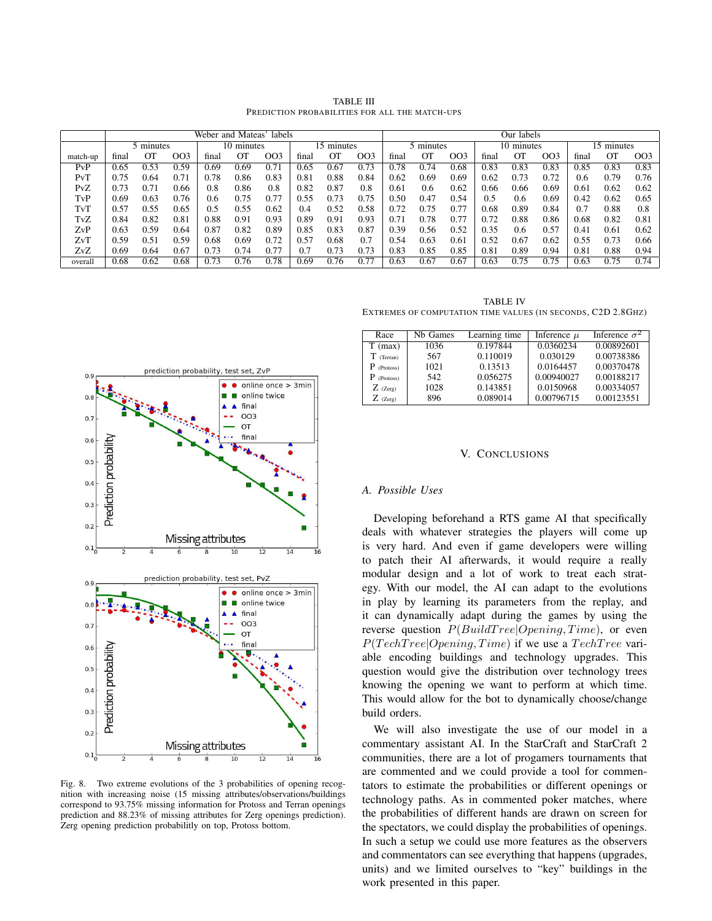TABLE III
PREDICTION PROBABILITIES FOR ALL THE MATCH-UPS

| | Weber and Mateas' labels | | | | | | | | | Our labels | | | | | | | | |
|---|---|---|---|---|---|---|---|---|---|---|---|---|---|---|---|---|---|---|
| | 5 minutes | | | 10 minutes | | | 15 minutes | | | 5 minutes | | | 10 minutes | | | 15 minutes | | |
| match-up | final | OT | OO3 | final | OT | OO3 | final | OT | OO3 | final | OT | OO3 | final | OT | OO3 | final | OT | OO3 |
| PvP | 0.65 | 0.53 | 0.59 | 0.69 | 0.69 | 0.71 | 0.65 | 0.67 | 0.73 | 0.78 | 0.74 | 0.68 | 0.83 | 0.83 | 0.83 | 0.85 | 0.83 | 0.83 |
| PvT | 0.75 | 0.64 | 0.71 | 0.78 | 0.86 | 0.83 | 0.81 | 0.88 | 0.84 | 0.62 | 0.69 | 0.69 | 0.62 | 0.73 | 0.72 | 0.6 | 0.79 | 0.76 |
| PvZ | 0.73 | 0.71 | 0.66 | 0.8 | 0.86 | 0.8 | 0.82 | 0.87 | 0.8 | 0.61 | 0.6 | 0.62 | 0.66 | 0.66 | 0.69 | 0.61 | 0.62 | 0.62 |
| TvP | 0.69 | 0.63 | 0.76 | 0.6 | 0.75 | 0.77 | 0.55 | 0.73 | 0.75 | 0.50 | 0.47 | 0.54 | 0.5 | 0.6 | 0.69 | 0.42 | 0.62 | 0.65 |
| TvT | 0.57 | 0.55 | 0.65 | 0.5 | 0.55 | 0.62 | 0.4 | 0.52 | 0.58 | 0.72 | 0.75 | 0.77 | 0.68 | 0.89 | 0.84 | 0.7 | 0.88 | 0.8 |
| TvZ | 0.84 | 0.82 | 0.81 | 0.88 | 0.91 | 0.93 | 0.89 | 0.91 | 0.93 | 0.71 | 0.78 | 0.77 | 0.72 | 0.88 | 0.86 | 0.68 | 0.82 | 0.81 |
| ZvP | 0.63 | 0.59 | 0.64 | 0.87 | 0.82 | 0.89 | 0.85 | 0.83 | 0.87 | 0.39 | 0.56 | 0.52 | 0.35 | 0.6 | 0.57 | 0.41 | 0.61 | 0.62 |
| ZvT | 0.59 | 0.51 | 0.59 | 0.68 | 0.69 | 0.72 | 0.57 | 0.68 | 0.7 | 0.54 | 0.63 | 0.61 | 0.52 | 0.67 | 0.62 | 0.55 | 0.73 | 0.66 |
| ZvZ | 0.69 | 0.64 | 0.67 | 0.73 | 0.74 | 0.77 | 0.7 | 0.73 | 0.73 | 0.83 | 0.85 | 0.85 | 0.81 | 0.89 | 0.94 | 0.81 | 0.88 | 0.94 |
| overall | 0.68 | 0.62 | 0.68 | 0.73 | 0.76 | 0.78 | 0.69 | 0.76 | 0.77 | 0.63 | 0.67 | 0.67 | 0.63 | 0.75 | 0.75 | 0.63 | 0.75 | 0.74 |

Fig. 8. Two extreme evolutions of the 3 probabilities of opening recognition with increasing noise (15 missing attributes/observations/buildings correspond to 93.75% missing information for Protoss and Terran openings prediction and 88.23% of missing attributes for Zerg openings prediction). Zerg opening prediction probabilitly on top, Protoss bottom.

TABLE IV
EXTREMES OF COMPUTATION TIME VALUES (IN SECONDS, C2D 2.8GHZ)

| Race | Nb Games | Learning time | Inference $\mu$ | Inference $\sigma^2$ |
|---|---|---|---|---|
| T (max) | 1036 | 0.197844 | 0.0360234 | 0.00892601 |
| T (Terran) | 567 | 0.110019 | 0.030129 | 0.00738386 |
| P (Protoss) | 1021 | 0.13513 | 0.0164457 | 0.00370478 |
| P (Protoss) | 542 | 0.056275 | 0.00940027 | 0.00188217 |
| Z (Zerg) | 1028 | 0.143851 | 0.0150968 | 0.00334057 |
| Z (Zerg) | 896 | 0.089014 | 0.00796715 | 0.00123551 |

## V. CONCLUSIONS

### A. Possible Uses

Developing beforehand a RTS game AI that specifically deals with whatever strategies the players will come up is very hard. And even if game developers were willing to patch their AI afterwards, it would require a really modular design and a lot of work to treat each strategy. With our model, the AI can adapt to the evolutions in play by learning its parameters from the replay, and it can dynamically adapt during the games by using the reverse question $P(BuildTree|Opening, Time)$, or even $P(TechTree|Opening, Time)$ if we use a $TechTree$ variable encoding buildings and technology upgrades. This question would give the distribution over technology trees knowing the opening we want to perform at which time. This would allow for the bot to dynamically choose/change build orders.

We will also investigate the use of our model in a commentary assistant AI. In the StarCraft and StarCraft 2 communities, there are a lot of progamers tournaments that are commented and we could provide a tool for commentators to estimate the probabilities or different openings or technology paths. As in commented poker matches, where the probabilities of different hands are drawn on screen for the spectators, we could display the probabilities of openings. In such a setup we could use more features as the observers and commentators can see everything that happens (upgrades, units) and we limited ourselves to "key" buildings in the work presented in this paper.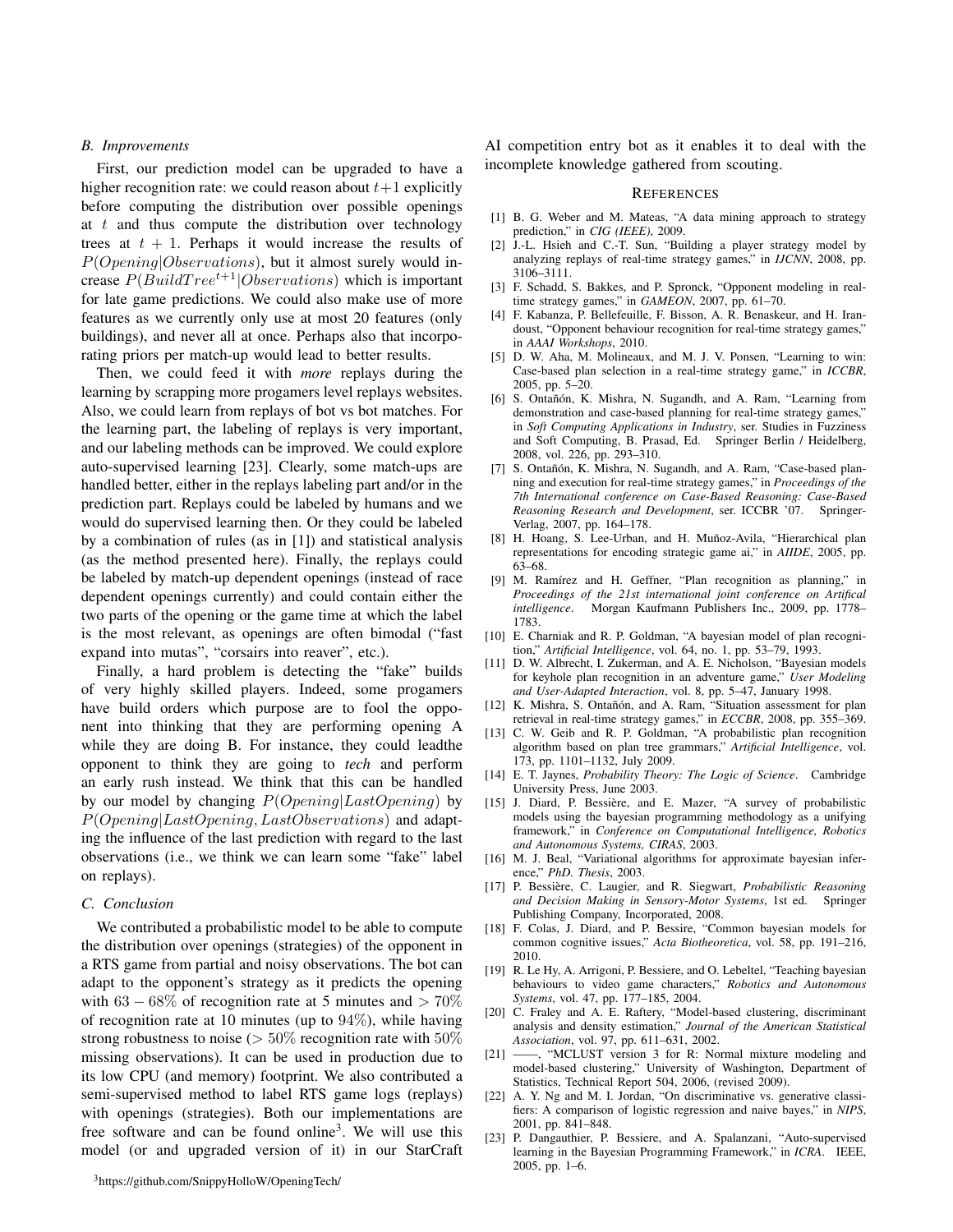### B. Improvements

First, our prediction model can be upgraded to have a higher recognition rate: we could reason about $t+1$ explicitly before computing the distribution over possible openings at $t$ and thus compute the distribution over technology trees at $t+1$. Perhaps it would increase the results of $P(Opening|Observations)$, but it almost surely would increase $P(BuildTree^{t+1}|Observations)$ which is important for late game predictions. We could also make use of more features as we currently only use at most 20 features (only buildings), and never all at once. Perhaps also that incorporating priors per match-up would lead to better results.

Then, we could feed it with *more* replays during the learning by scrapping more progamers level replays websites. Also, we could learn from replays of bot vs bot matches. For the learning part, the labeling of replays is very important, and our labeling methods can be improved. We could explore auto-supervised learning [23]. Clearly, some match-ups are handled better, either in the replays labeling part and/or in the prediction part. Replays could be labeled by humans and we would do supervised learning then. Or they could be labeled by a combination of rules (as in [1]) and statistical analysis (as the method presented here). Finally, the replays could be labeled by match-up dependent openings (instead of race dependent openings currently) and could contain either the two parts of the opening or the game time at which the label is the most relevant, as openings are often bimodal ("fast expand into mutas", "corsairs into reaver", etc.).

Finally, a hard problem is detecting the "fake" builds of very highly skilled players. Indeed, some progamers have build orders which purpose are to fool the opponent into thinking that they are performing opening A while they are doing B. For instance, they could leadthe opponent to think they are going to *tech* and perform an early rush instead. We think that this can be handled by our model by changing $P(Opening|LastOpening)$ by $P(Opening|LastOpening, LastObservations)$ and adapting the influence of the last prediction with regard to the last observations (i.e., we think we can learn some "fake" label on replays).

### C. Conclusion

We contributed a probabilistic model to be able to compute the distribution over openings (strategies) of the opponent in a RTS game from partial and noisy observations. The bot can adapt to the opponent's strategy as it predicts the opening with $63-68\%$ of recognition rate at 5 minutes and $>70\%$ of recognition rate at 10 minutes (up to $94\%$), while having strong robustness to noise ($>50\%$ recognition rate with $50\%$ missing observations). It can be used in production due to its low CPU (and memory) footprint. We also contributed a semi-supervised method to label RTS game logs (replays) with openings (strategies). Both our implementations are free software and can be found online[3]. We will use this model (or and upgraded version of it) in our StarCraft AI competition entry bot as it enables it to deal with the incomplete knowledge gathered from scouting.

[3] https://github.com/SnippyHolloW/OpeningTech/

## References

[1] B. G. Weber and M. Mateas, "A data mining approach to strategy prediction," in *CIG (IEEE)*, 2009.

[2] J.-L. Hsieh and C.-T. Sun, "Building a player strategy model by analyzing replays of real-time strategy games," in *IJCNN*, 2008, pp. 3106–3111.

[3] F. Schadd, S. Bakkes, and P. Spronck, "Opponent modeling in real-time strategy games," in *GAMEON*, 2007, pp. 61–70.

[4] F. Kabanza, P. Bellefeuille, F. Bisson, A. R. Benaskeur, and H. Irandoust, "Opponent behaviour recognition for real-time strategy games," in *AAAI Workshops*, 2010.

[5] D. W. Aha, M. Molineaux, and M. J. V. Ponsen, "Learning to win: Case-based plan selection in a real-time strategy game," in *ICCBR*, 2005, pp. 5–20.

[6] S. Ontañón, K. Mishra, N. Sugandh, and A. Ram, "Learning from demonstration and case-based planning for real-time strategy games," in *Soft Computing Applications in Industry*, ser. Studies in Fuzziness and Soft Computing, B. Prasad, Ed. Springer Berlin / Heidelberg, 2008, vol. 226, pp. 293–310.

[7] S. Ontañón, K. Mishra, N. Sugandh, and A. Ram, "Case-based planning and execution for real-time strategy games," in *Proceedings of the 7th International conference on Case-Based Reasoning: Case-Based Reasoning Research and Development*, ser. ICCBR '07. Springer-Verlag, 2007, pp. 164–178.

[8] H. Hoang, S. Lee-Urban, and H. Muñoz-Avila, "Hierarchical plan representations for encoding strategic game ai," in *AIIDE*, 2005, pp. 63–68.

[9] M. Ramírez and H. Geffner, "Plan recognition as planning," in *Proceedings of the 21st international joint conference on Artifical intelligence*. Morgan Kaufmann Publishers Inc., 2009, pp. 1778–1783.

[10] E. Charniak and R. P. Goldman, "A bayesian model of plan recognition," *Artificial Intelligence*, vol. 64, no. 1, pp. 53–79, 1993.

[11] D. W. Albrecht, I. Zukerman, and A. E. Nicholson, "Bayesian models for keyhole plan recognition in an adventure game," *User Modeling and User-Adapted Interaction*, vol. 8, pp. 5–47, January 1998.

[12] K. Mishra, S. Ontañón, and A. Ram, "Situation assessment for plan retrieval in real-time strategy games," in *ECCBR*, 2008, pp. 355–369.

[13] C. W. Geib and R. P. Goldman, "A probabilistic plan recognition algorithm based on plan tree grammars," *Artificial Intelligence*, vol. 173, pp. 1101–1132, July 2009.

[14] E. T. Jaynes, *Probability Theory: The Logic of Science*. Cambridge University Press, June 2003.

[15] J. Diard, P. Bessière, and E. Mazer, "A survey of probabilistic models using the bayesian programming methodology as a unifying framework," in *Conference on Computational Intelligence, Robotics and Autonomous Systems, CIRAS*, 2003.

[16] M. J. Beal, "Variational algorithms for approximate bayesian inference," *PhD. Thesis*, 2003.

[17] P. Bessière, C. Laugier, and R. Siegwart, *Probabilistic Reasoning and Decision Making in Sensory-Motor Systems*, 1st ed. Springer Publishing Company, Incorporated, 2008.

[18] F. Colas, J. Diard, and P. Bessire, "Common bayesian models for common cognitive issues," *Acta Biotheoretica*, vol. 58, pp. 191–216, 2010.

[19] R. Le Hy, A. Arrigoni, P. Bessiere, and O. Lebeltel, "Teaching bayesian behaviours to video game characters," *Robotics and Autonomous Systems*, vol. 47, pp. 177–185, 2004.

[20] C. Fraley and A. E. Raftery, "Model-based clustering, discriminant analysis and density estimation," *Journal of the American Statistical Association*, vol. 97, pp. 611–631, 2002.

[21] ——, "MCLUST version 3 for R: Normal mixture modeling and model-based clustering," University of Washington, Department of Statistics, Technical Report 504, 2006, (revised 2009).

[22] A. Y. Ng and M. I. Jordan, "On discriminative vs. generative classifiers: A comparison of logistic regression and naive bayes," in *NIPS*, 2001, pp. 841–848.

[23] P. Dangauthier, P. Bessiere, and A. Spalanzani, "Auto-supervised learning in the Bayesian Programming Framework," in *ICRA*. IEEE, 2005, pp. 1–6.